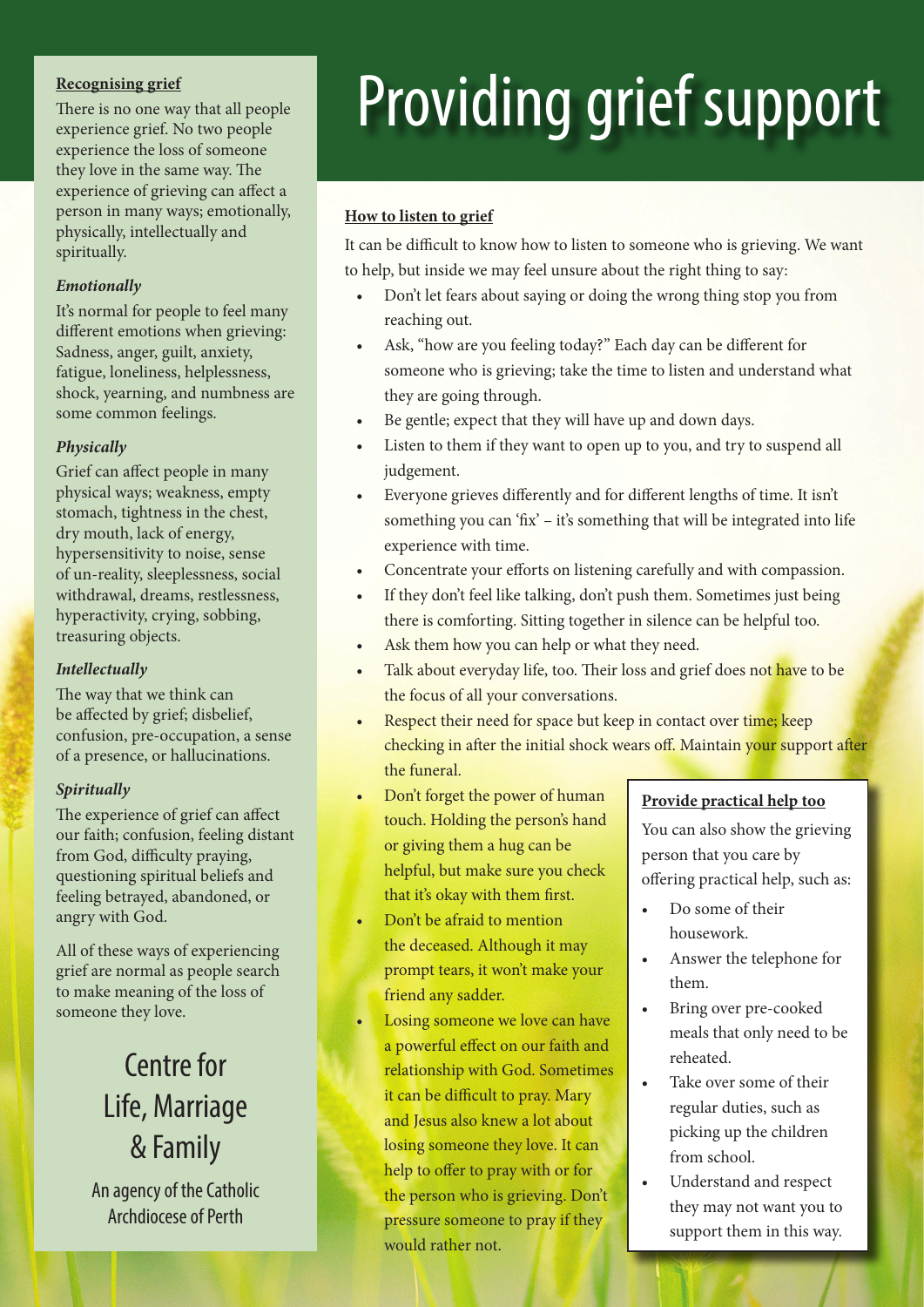# Providing grief support

## Recognising grief

There is no one way that all people experience grief. No two people experience the loss of someone they love in the same way. The experience of grieving can affect a person in many ways; emotionally, physically, intellectually and spiritually.

### *Emotionally*

It's normal for people to feel many different emotions when grieving: Sadness, anger, guilt, anxiety, fatigue, loneliness, helplessness, shock, yearning, and numbness are some common feelings.

### *Physically*

Grief can affect people in many physical ways; weakness, empty stomach, tightness in the chest, dry mouth, lack of energy, hypersensitivity to noise, sense of un-reality, sleeplessness, social withdrawal, dreams, restlessness, hyperactivity, crying, sobbing, treasuring objects.

### *Intellectually*

The way that we think can be affected by grief; disbelief, confusion, pre-occupation, a sense of a presence, or hallucinations.

### *Spiritually*

The experience of grief can affect our faith; confusion, feeling distant from God, difficulty praying, questioning spiritual beliefs and feeling betrayed, abandoned, or angry with God.

All of these ways of experiencing grief are normal as people search to make meaning of the loss of someone they love.

Centre for Life, Marriage & Family

An agency of the Catholic Archdiocese of Perth

## How to listen to grief

It can be difficult to know how to listen to someone who is grieving. We want to help, but inside we may feel unsure about the right thing to say:

- Don't let fears about saying or doing the wrong thing stop you from reaching out.
- Ask, "how are you feeling today?" Each day can be different for someone who is grieving; take the time to listen and understand what they are going through.
- Be gentle; expect that they will have up and down days.
- Listen to them if they want to open up to you, and try to suspend all judgement.
- Everyone grieves differently and for different lengths of time. It isn't something you can 'fix' – it's something that will be integrated into life experience with time.
- Concentrate your efforts on listening carefully and with compassion.
- If they don't feel like talking, don't push them. Sometimes just being there is comforting. Sitting together in silence can be helpful too.
- Ask them how you can help or what they need.
- Talk about everyday life, too. Their loss and grief does not have to be the focus of all your conversations.
- Respect their need for space but keep in contact over time; keep checking in after the initial shock wears off. Maintain your support after the funeral.
- Don't forget the power of human touch. Holding the person's hand or giving them a hug can be helpful, but make sure you check that it's okay with them first.
- Don't be afraid to mention the deceased. Although it may prompt tears, it won't make your friend any sadder.
- Losing someone we love can have a powerful effect on our faith and relationship with God. Sometimes it can be difficult to pray. Mary and Jesus also knew a lot about losing someone they love. It can help to offer to pray with or for the person who is grieving. Don't pressure someone to pray if they would rather not.

## Provide practical help too

You can also show the grieving person that you care by offering practical help, such as:

- Do some of their housework.
- Answer the telephone for them.
- Bring over pre-cooked meals that only need to be reheated.
- Take over some of their regular duties, such as picking up the children from school.
- Understand and respect they may not want you to support them in this way.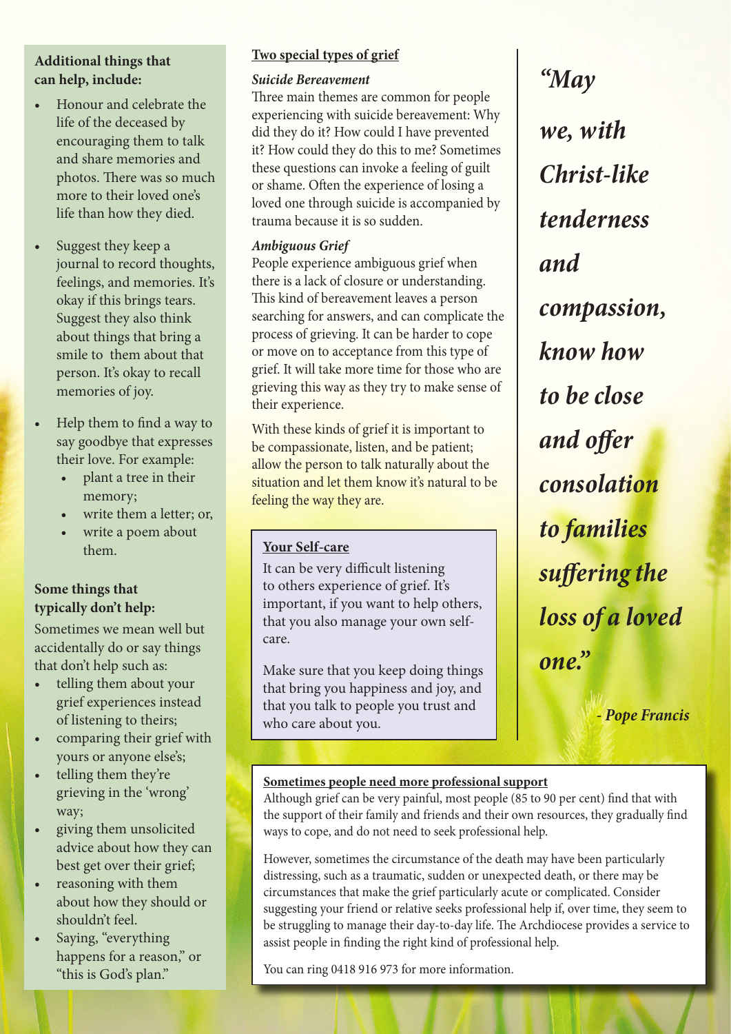**Additional things that can help, include:**

- Honour and celebrate the life of the deceased by encouraging them to talk and share memories and photos. There was so much more to their loved one's life than how they died.
- Suggest they keep a journal to record thoughts, feelings, and memories. It's okay if this brings tears. Suggest they also think about things that bring a smile to them about that person. It's okay to recall memories of joy.
- Help them to find a way to say goodbye that expresses their love. For example:
  - plant a tree in their memory;
  - write them a letter; or,
  - write a poem about them.

**Some things that typically don't help:**

Sometimes we mean well but accidentally do or say things that don't help such as:

- telling them about your grief experiences instead of listening to theirs;
- comparing their grief with yours or anyone else's;
- telling them they're grieving in the 'wrong' way;
- giving them unsolicited advice about how they can best get over their grief;
- reasoning with them about how they should or shouldn't feel.
- Saying, "everything happens for a reason," or "this is God's plan."

**Two special types of grief**

***Suicide Bereavement***

Three main themes are common for people experiencing with suicide bereavement: Why did they do it? How could I have prevented it? How could they do this to me? Sometimes these questions can invoke a feeling of guilt or shame. Often the experience of losing a loved one through suicide is accompanied by trauma because it is so sudden.

***Ambiguous Grief***

People experience ambiguous grief when there is a lack of closure or understanding. This kind of bereavement leaves a person searching for answers, and can complicate the process of grieving. It can be harder to cope or move on to acceptance from this type of grief. It will take more time for those who are grieving this way as they try to make sense of their experience.

With these kinds of grief it is important to be compassionate, listen, and be patient; allow the person to talk naturally about the situation and let them know it's natural to be feeling the way they are.

**Your Self-care**

It can be very difficult listening to others experience of grief. It's important, if you want to help others, that you also manage your own self-care.

Make sure that you keep doing things that bring you happiness and joy, and that you talk to people you trust and who care about you.

***"May we, with Christ-like tenderness and compassion, know how to be close and offer consolation to families suffering the loss of a loved one."***

***- Pope Francis***

**Sometimes people need more professional support**

Although grief can be very painful, most people (85 to 90 per cent) find that with the support of their family and friends and their own resources, they gradually find ways to cope, and do not need to seek professional help.

However, sometimes the circumstance of the death may have been particularly distressing, such as a traumatic, sudden or unexpected death, or there may be circumstances that make the grief particularly acute or complicated. Consider suggesting your friend or relative seeks professional help if, over time, they seem to be struggling to manage their day-to-day life. The Archdiocese provides a service to assist people in finding the right kind of professional help.

You can ring 0418 916 973 for more information.